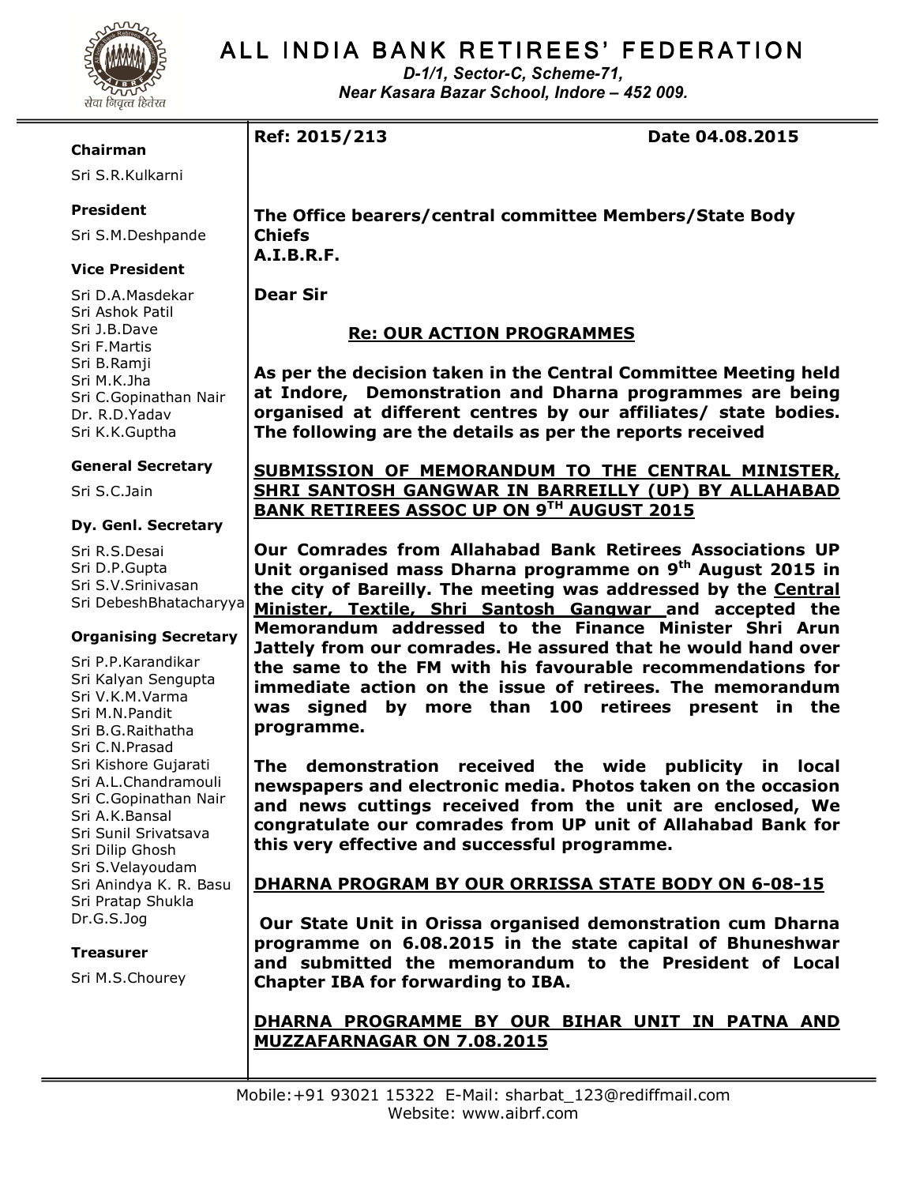# ALL INDIA BANK RETIREES' FEDERATION

*D-1/1, Sector-C, Scheme-71,*
*Near Kasara Bazar School, Indore – 452 009.*

**Chairman**
Sri S.R.Kulkarni

**President**
Sri S.M.Deshpande

**Vice President**
Sri D.A.Masdekar
Sri Ashok Patil
Sri J.B.Dave
Sri F.Martis
Sri B.Ramji
Sri M.K.Jha
Sri C.Gopinathan Nair
Dr. R.D.Yadav
Sri K.K.Guptha

**General Secretary**
Sri S.C.Jain

**Dy. Genl. Secretary**
Sri R.S.Desai
Sri D.P.Gupta
Sri S.V.Srinivasan
Sri DebeshBhatacharyya

**Organising Secretary**
Sri P.P.Karandikar
Sri Kalyan Sengupta
Sri V.K.M.Varma
Sri M.N.Pandit
Sri B.G.Raithatha
Sri C.N.Prasad
Sri Kishore Gujarati
Sri A.L.Chandramouli
Sri C.Gopinathan Nair
Sri A.K.Bansal
Sri Sunil Srivatsava
Sri Dilip Ghosh
Sri S.Velayoudam
Sri Anindya K. R. Basu
Sri Pratap Shukla
Dr.G.S.Jog

**Treasurer**
Sri M.S.Chourey

---

**Ref: 2015/213** **Date 04.08.2015**

**The Office bearers/central committee Members/State Body Chiefs**
**A.I.B.R.F.**

**Dear Sir**

**Re: OUR ACTION PROGRAMMES**

**As per the decision taken in the Central Committee Meeting held at Indore, Demonstration and Dharna programmes are being organised at different centres by our affiliates/ state bodies. The following are the details as per the reports received**

**SUBMISSION OF MEMORANDUM TO THE CENTRAL MINISTER, SHRI SANTOSH GANGWAR IN BARREILLY (UP) BY ALLAHABAD BANK RETIREES ASSOC UP ON 9TH AUGUST 2015**

**Our Comrades from Allahabad Bank Retirees Associations UP Unit organised mass Dharna programme on 9th August 2015 in the city of Bareilly. The meeting was addressed by the Central Minister, Textile, Shri Santosh Gangwar and accepted the Memorandum addressed to the Finance Minister Shri Arun Jattely from our comrades. He assured that he would hand over the same to the FM with his favourable recommendations for immediate action on the issue of retirees. The memorandum was signed by more than 100 retirees present in the programme.**

**The demonstration received the wide publicity in local newspapers and electronic media. Photos taken on the occasion and news cuttings received from the unit are enclosed, We congratulate our comrades from UP unit of Allahabad Bank for this very effective and successful programme.**

**DHARNA PROGRAM BY OUR ORRISSA STATE BODY ON 6-08-15**

**Our State Unit in Orissa organised demonstration cum Dharna programme on 6.08.2015 in the state capital of Bhuneshwar and submitted the memorandum to the President of Local Chapter IBA for forwarding to IBA.**

**DHARNA PROGRAMME BY OUR BIHAR UNIT IN PATNA AND MUZZAFARNAGAR ON 7.08.2015**

Mobile:+91 93021 15322 E-Mail: sharbat_123@rediffmail.com
Website: www.aibrf.com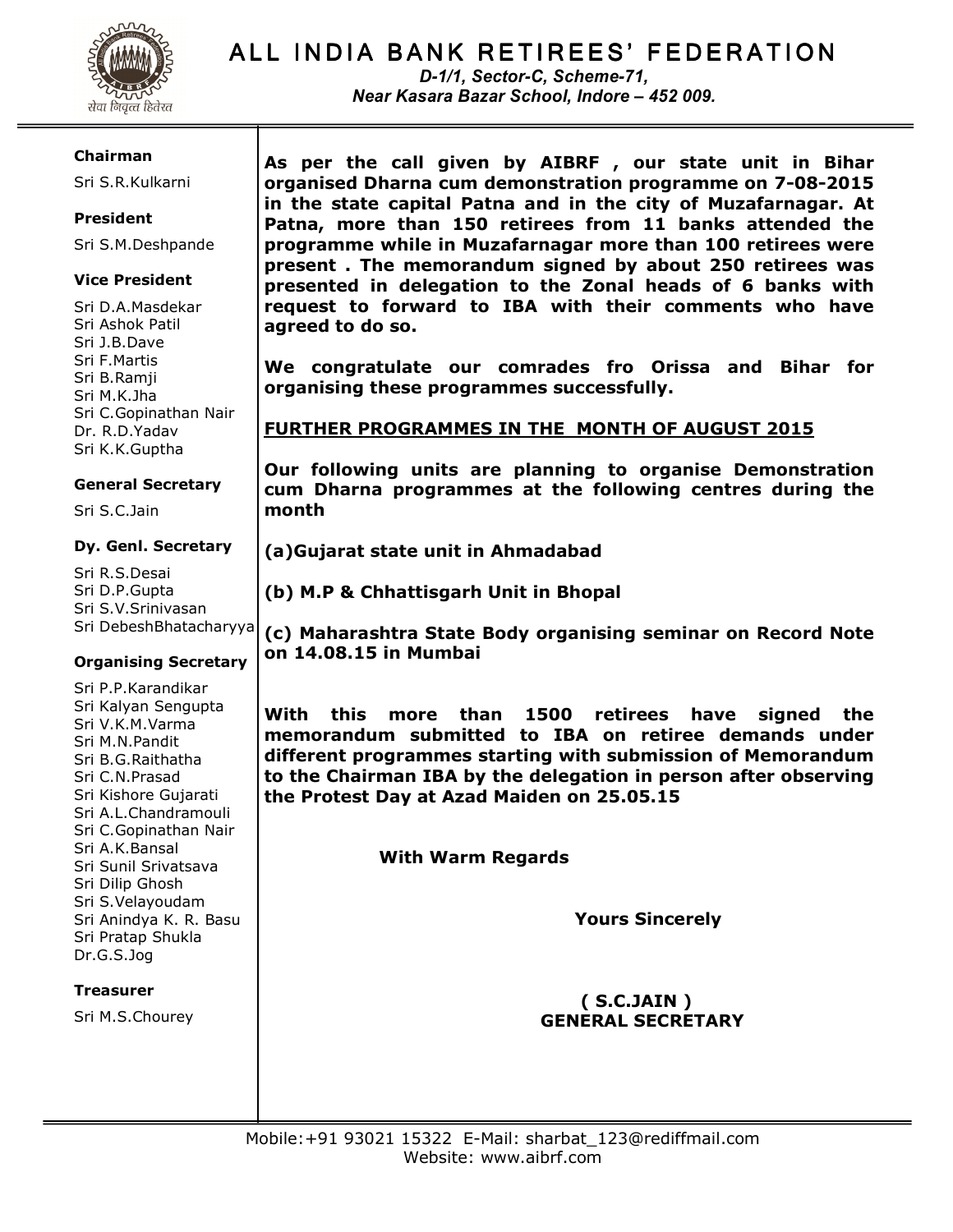# ALL INDIA BANK RETIREES' FEDERATION

*D-1/1, Sector-C, Scheme-71,*
*Near Kasara Bazar School, Indore – 452 009.*

**Chairman**
Sri S.R.Kulkarni

**President**
Sri S.M.Deshpande

**Vice President**
Sri D.A.Masdekar
Sri Ashok Patil
Sri J.B.Dave
Sri F.Martis
Sri B.Ramji
Sri M.K.Jha
Sri C.Gopinathan Nair
Dr. R.D.Yadav
Sri K.K.Guptha

**General Secretary**
Sri S.C.Jain

**Dy. Genl. Secretary**
Sri R.S.Desai
Sri D.P.Gupta
Sri S.V.Srinivasan
Sri DebeshBhatacharyya

**Organising Secretary**
Sri P.P.Karandikar
Sri Kalyan Sengupta
Sri V.K.M.Varma
Sri M.N.Pandit
Sri B.G.Raithatha
Sri C.N.Prasad
Sri Kishore Gujarati
Sri A.L.Chandramouli
Sri C.Gopinathan Nair
Sri A.K.Bansal
Sri Sunil Srivatsava
Sri Dilip Ghosh
Sri S.Velayoudam
Sri Anindya K. R. Basu
Sri Pratap Shukla
Dr.G.S.Jog

**Treasurer**
Sri M.S.Chourey

**As per the call given by AIBRF , our state unit in Bihar organised Dharna cum demonstration programme on 7-08-2015 in the state capital Patna and in the city of Muzafarnagar. At Patna, more than 150 retirees from 11 banks attended the programme while in Muzafarnagar more than 100 retirees were present . The memorandum signed by about 250 retirees was presented in delegation to the Zonal heads of 6 banks with request to forward to IBA with their comments who have agreed to do so.**

**We congratulate our comrades fro Orissa and Bihar for organising these programmes successfully.**

**<u>FURTHER PROGRAMMES IN THE MONTH OF AUGUST 2015</u>**

**Our following units are planning to organise Demonstration cum Dharna programmes at the following centres during the month**

**(a)Gujarat state unit in Ahmadabad**

**(b) M.P & Chhattisgarh Unit in Bhopal**

**(c) Maharashtra State Body organising seminar on Record Note on 14.08.15 in Mumbai**

**With this more than 1500 retirees have signed the memorandum submitted to IBA on retiree demands under different programmes starting with submission of Memorandum to the Chairman IBA by the delegation in person after observing the Protest Day at Azad Maiden on 25.05.15**

**With Warm Regards**

**Yours Sincerely**

**( S.C.JAIN )**
**GENERAL SECRETARY**

Mobile:+91 93021 15322 E-Mail: sharbat_123@rediffmail.com
Website: www.aibrf.com